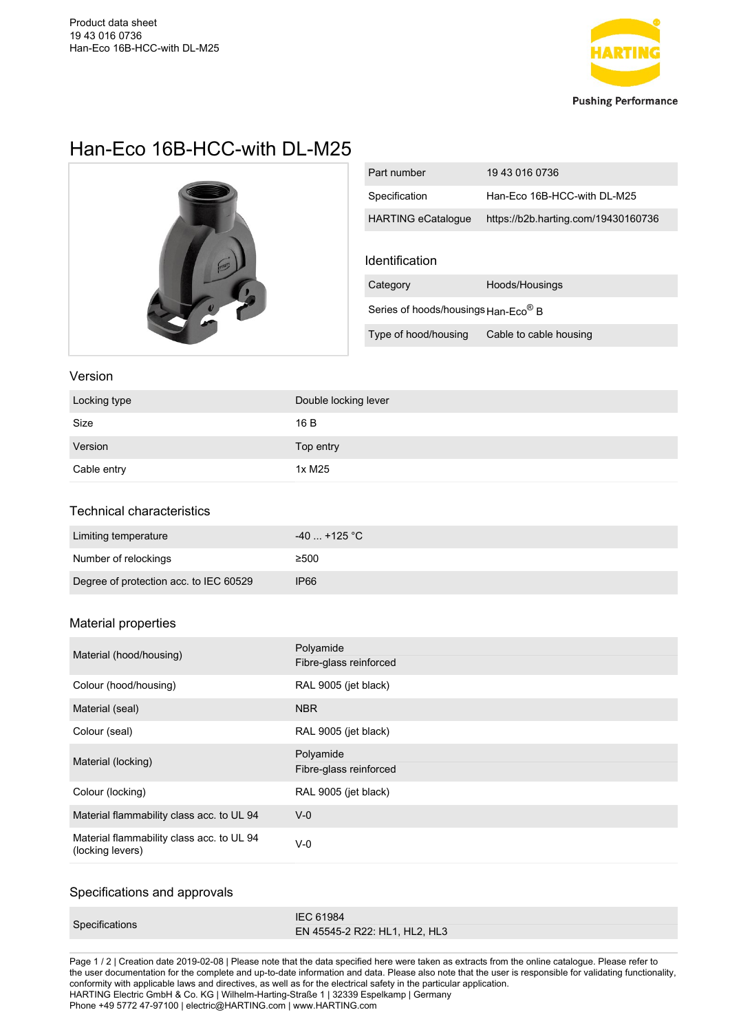Product data sheet
19 43 016 0736
Han-Eco 16B-HCC-with DL-M25

# Han-Eco 16B-HCC-with DL-M25

| | |
|---|---|
| Part number | 19 43 016 0736 |
| Specification | Han-Eco 16B-HCC-with DL-M25 |
| HARTING eCatalogue | https://b2b.harting.com/19430160736 |

## Identification

| | |
|---|---|
| Category | Hoods/Housings |
| Series of hoods/housings | Han-Eco® B |
| Type of hood/housing | Cable to cable housing |

## Version

| | |
|---|---|
| Locking type | Double locking lever |
| Size | 16 B |
| Version | Top entry |
| Cable entry | 1x M25 |

## Technical characteristics

| | |
|---|---|
| Limiting temperature | -40 ... +125 °C |
| Number of relockings | ≥500 |
| Degree of protection acc. to IEC 60529 | IP66 |

## Material properties

| | |
|---|---|
| Material (hood/housing) | Polyamide<br>Fibre-glass reinforced |
| Colour (hood/housing) | RAL 9005 (jet black) |
| Material (seal) | NBR |
| Colour (seal) | RAL 9005 (jet black) |
| Material (locking) | Polyamide<br>Fibre-glass reinforced |
| Colour (locking) | RAL 9005 (jet black) |
| Material flammability class acc. to UL 94 | V-0 |
| Material flammability class acc. to UL 94 (locking levers) | V-0 |

## Specifications and approvals

| | |
|---|---|
| Specifications | IEC 61984<br>EN 45545-2 R22: HL1, HL2, HL3 |

Creation date 2019-02-08 | Please note that the data specified here were taken as extracts from the online catalogue. Please refer to the user documentation for the complete and up-to-date information and data. Please also note that the user is responsible for validating functionality, conformity with applicable laws and directives, as well as for the electrical safety in the particular application.
HARTING Electric GmbH & Co. KG | Wilhelm-Harting-Straße 1 | 32339 Espelkamp | Germany
Phone +49 5772 47-97100 | electric@HARTING.com | www.HARTING.com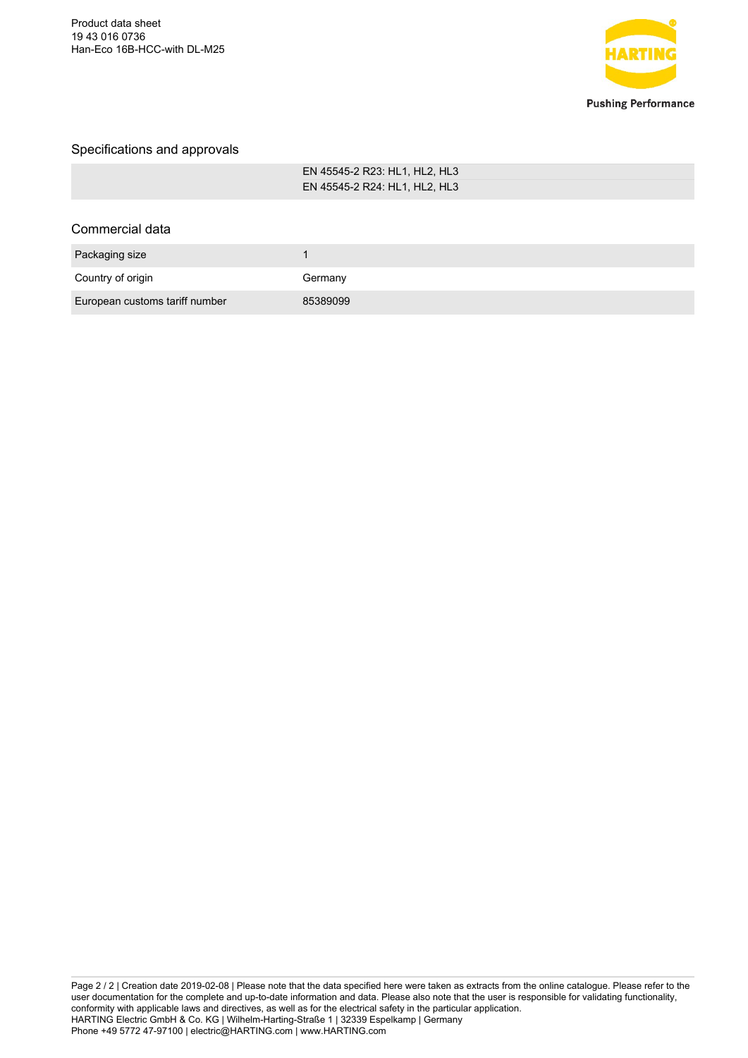## Specifications and approvals

| | |
|---|---|
| | EN 45545-2 R23: HL1, HL2, HL3 |
| | EN 45545-2 R24: HL1, HL2, HL3 |

## Commercial data

| | |
|---|---|
| Packaging size | 1 |
| Country of origin | Germany |
| European customs tariff number | 85389099 |